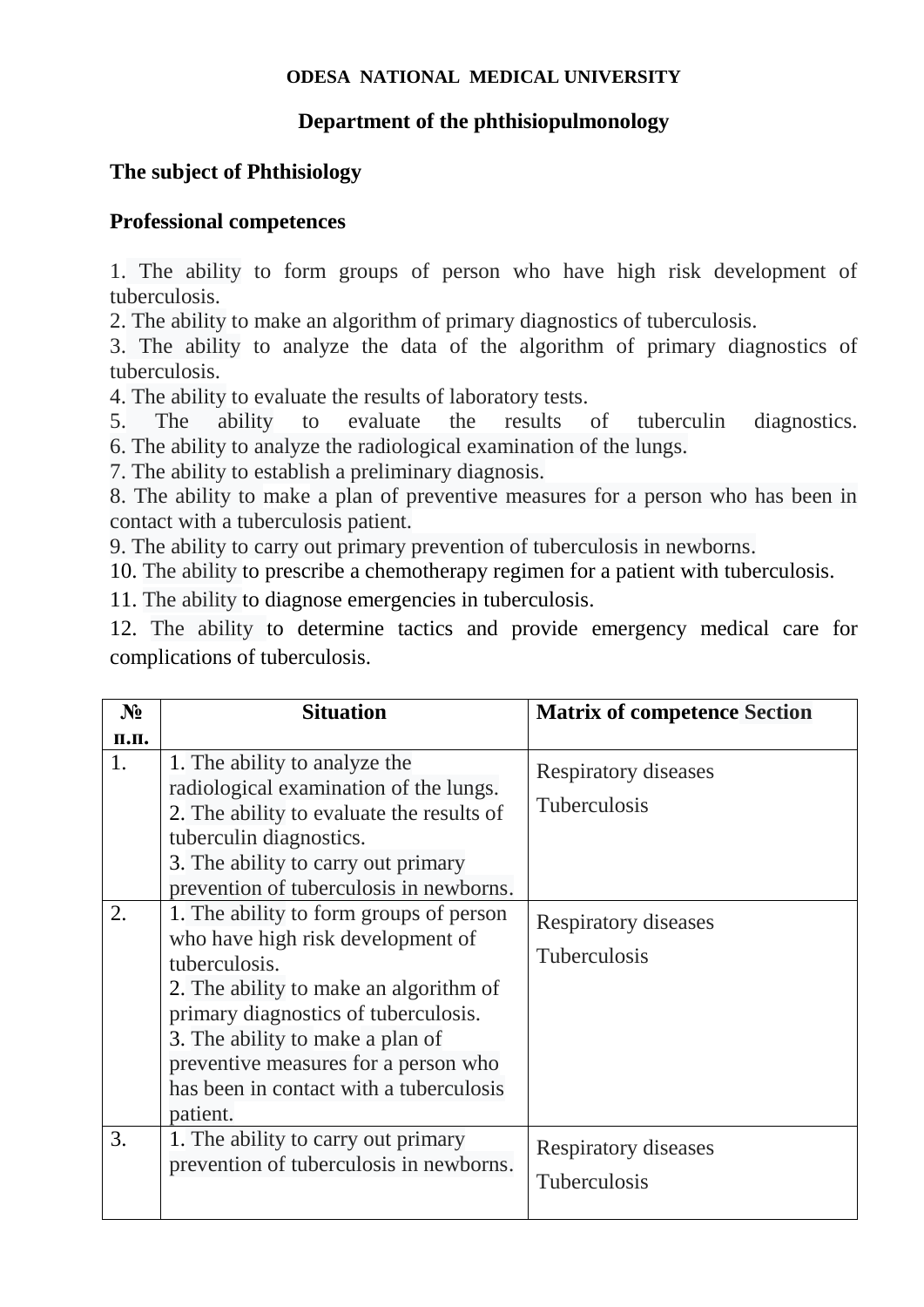**ODESA NATIONAL MEDICAL UNIVERSITY**

**Department of the phthisiopulmonology**

**The subject of Phthisiology**

**Professional competences**

1. The ability to form groups of person who have high risk development of tuberculosis.
2. The ability to make an algorithm of primary diagnostics of tuberculosis.
3. The ability to analyze the data of the algorithm of primary diagnostics of tuberculosis.
4. The ability to evaluate the results of laboratory tests.
5. The ability to evaluate the results of tuberculin diagnostics.
6. The ability to analyze the radiological examination of the lungs.
7. The ability to establish a preliminary diagnosis.
8. The ability to make a plan of preventive measures for a person who has been in contact with a tuberculosis patient.
9. The ability to carry out primary prevention of tuberculosis in newborns.
10. The ability to prescribe a chemotherapy regimen for a patient with tuberculosis.
11. The ability to diagnose emergencies in tuberculosis.
12. The ability to determine tactics and provide emergency medical care for complications of tuberculosis.

| № п.п. | Situation | Matrix of competence Section |
|---|---|---|
| 1. | 1. The ability to analyze the radiological examination of the lungs.<br>2. The ability to evaluate the results of tuberculin diagnostics.<br>3. The ability to carry out primary prevention of tuberculosis in newborns. | Respiratory diseases<br>Tuberculosis |
| 2. | 1. The ability to form groups of person who have high risk development of tuberculosis.<br>2. The ability to make an algorithm of primary diagnostics of tuberculosis.<br>3. The ability to make a plan of preventive measures for a person who has been in contact with a tuberculosis patient. | Respiratory diseases<br>Tuberculosis |
| 3. | 1. The ability to carry out primary prevention of tuberculosis in newborns. | Respiratory diseases<br>Tuberculosis |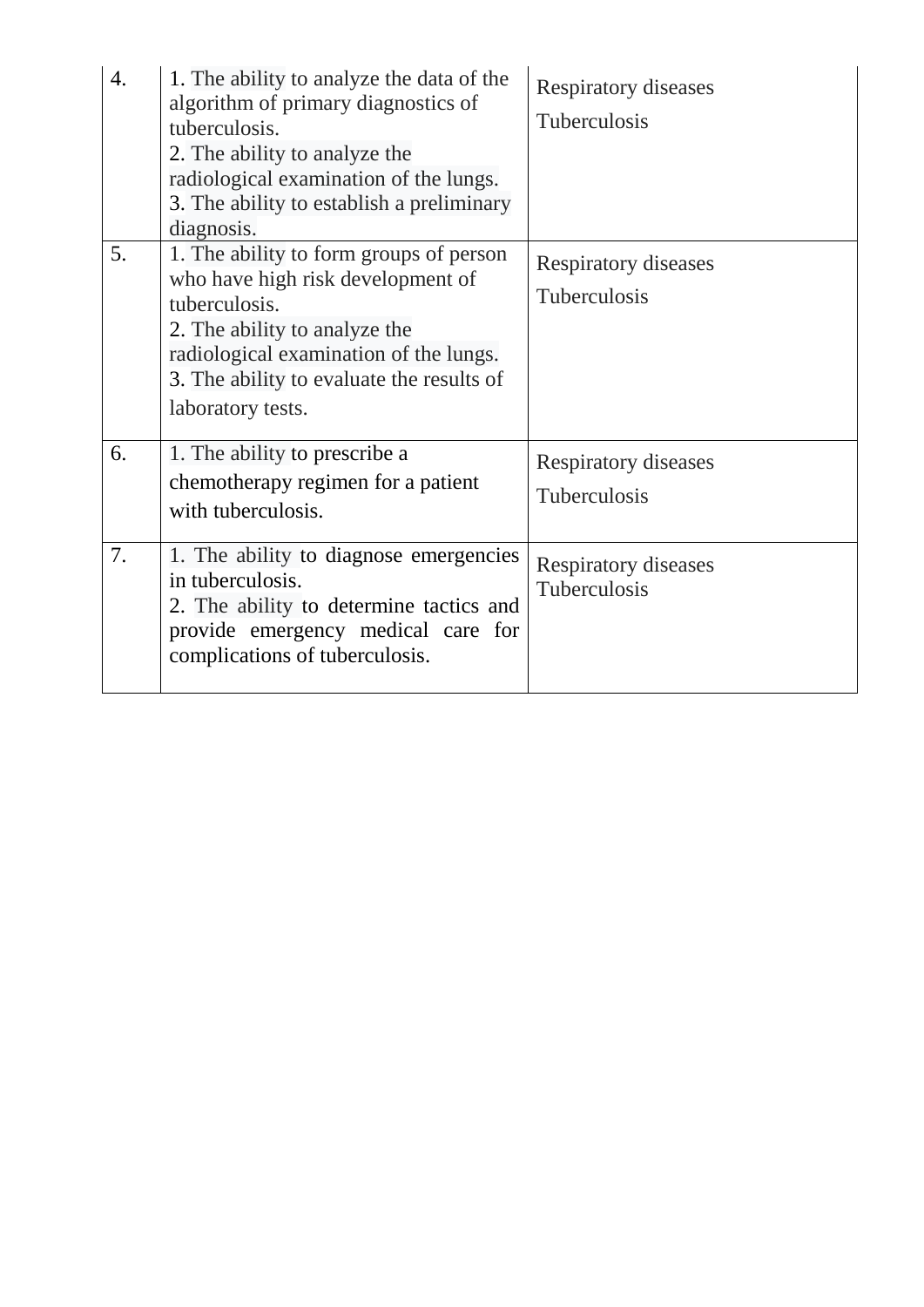| | | |
|---|---|---|
| 4. | 1. The ability to analyze the data of the algorithm of primary diagnostics of tuberculosis.<br>2. The ability to analyze the radiological examination of the lungs.<br>3. The ability to establish a preliminary diagnosis. | Respiratory diseases<br>Tuberculosis |
| 5. | 1. The ability to form groups of person who have high risk development of tuberculosis.<br>2. The ability to analyze the radiological examination of the lungs.<br>3. The ability to evaluate the results of laboratory tests. | Respiratory diseases<br>Tuberculosis |
| 6. | 1. The ability to prescribe a chemotherapy regimen for a patient with tuberculosis. | Respiratory diseases<br>Tuberculosis |
| 7. | 1. The ability to diagnose emergencies in tuberculosis.<br>2. The ability to determine tactics and provide emergency medical care for complications of tuberculosis. | Respiratory diseases<br>Tuberculosis |